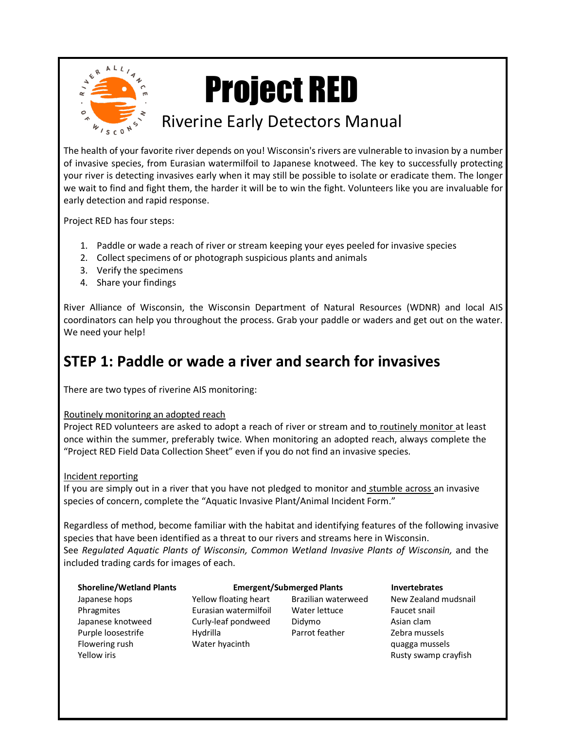# Project RED

## Riverine Early Detectors Manual

The health of your favorite river depends on you! Wisconsin's rivers are vulnerable to invasion by a number of invasive species, from Eurasian watermilfoil to Japanese knotweed. The key to successfully protecting your river is detecting invasives early when it may still be possible to isolate or eradicate them. The longer we wait to find and fight them, the harder it will be to win the fight. Volunteers like you are invaluable for early detection and rapid response.

Project RED has four steps:

1. Paddle or wade a reach of river or stream keeping your eyes peeled for invasive species
2. Collect specimens of or photograph suspicious plants and animals
3. Verify the specimens
4. Share your findings

River Alliance of Wisconsin, the Wisconsin Department of Natural Resources (WDNR) and local AIS coordinators can help you throughout the process. Grab your paddle or waders and get out on the water. We need your help!

## STEP 1: Paddle or wade a river and search for invasives

There are two types of riverine AIS monitoring:

Routinely monitoring an adopted reach
Project RED volunteers are asked to adopt a reach of river or stream and to routinely monitor at least once within the summer, preferably twice. When monitoring an adopted reach, always complete the "Project RED Field Data Collection Sheet" even if you do not find an invasive species.

Incident reporting
If you are simply out in a river that you have not pledged to monitor and stumble across an invasive species of concern, complete the "Aquatic Invasive Plant/Animal Incident Form."

Regardless of method, become familiar with the habitat and identifying features of the following invasive species that have been identified as a threat to our rivers and streams here in Wisconsin.
See *Regulated Aquatic Plants of Wisconsin, Common Wetland Invasive Plants of Wisconsin,* and the included trading cards for images of each.

| Shoreline/Wetland Plants | Emergent/Submerged Plants | | Invertebrates |
|---|---|---|---|
| Japanese hops | Yellow floating heart | Brazilian waterweed | New Zealand mudsnail |
| Phragmites | Eurasian watermilfoil | Water lettuce | Faucet snail |
| Japanese knotweed | Curly-leaf pondweed | Didymo | Asian clam |
| Purple loosestrife | Hydrilla | Parrot feather | Zebra mussels |
| Flowering rush | Water hyacinth | | quagga mussels |
| Yellow iris | | | Rusty swamp crayfish |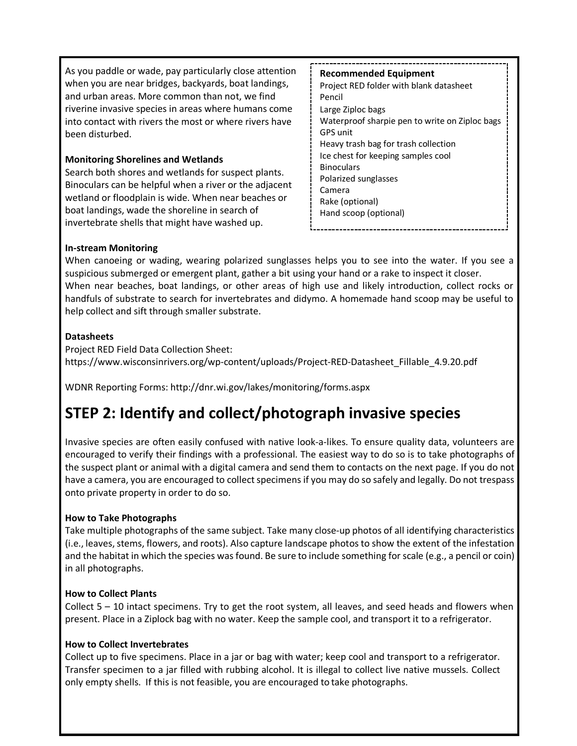As you paddle or wade, pay particularly close attention when you are near bridges, backyards, boat landings, and urban areas. More common than not, we find riverine invasive species in areas where humans come into contact with rivers the most or where rivers have been disturbed.

**Recommended Equipment**
- Project RED folder with blank datasheet
- Pencil
- Large Ziploc bags
- Waterproof sharpie pen to write on Ziploc bags
- GPS unit
- Heavy trash bag for trash collection
- Ice chest for keeping samples cool
- Binoculars
- Polarized sunglasses
- Camera
- Rake (optional)
- Hand scoop (optional)

**Monitoring Shorelines and Wetlands**

Search both shores and wetlands for suspect plants. Binoculars can be helpful when a river or the adjacent wetland or floodplain is wide. When near beaches or boat landings, wade the shoreline in search of invertebrate shells that might have washed up.

**In-stream Monitoring**

When canoeing or wading, wearing polarized sunglasses helps you to see into the water. If you see a suspicious submerged or emergent plant, gather a bit using your hand or a rake to inspect it closer.
When near beaches, boat landings, or other areas of high use and likely introduction, collect rocks or handfuls of substrate to search for invertebrates and didymo. A homemade hand scoop may be useful to help collect and sift through smaller substrate.

**Datasheets**

Project RED Field Data Collection Sheet:
https://www.wisconsinrivers.org/wp-content/uploads/Project-RED-Datasheet_Fillable_4.9.20.pdf

WDNR Reporting Forms: http://dnr.wi.gov/lakes/monitoring/forms.aspx

# STEP 2: Identify and collect/photograph invasive species

Invasive species are often easily confused with native look-a-likes. To ensure quality data, volunteers are encouraged to verify their findings with a professional. The easiest way to do so is to take photographs of the suspect plant or animal with a digital camera and send them to contacts on the next page. If you do not have a camera, you are encouraged to collect specimens if you may do so safely and legally. Do not trespass onto private property in order to do so.

**How to Take Photographs**

Take multiple photographs of the same subject. Take many close-up photos of all identifying characteristics (i.e., leaves, stems, flowers, and roots). Also capture landscape photos to show the extent of the infestation and the habitat in which the species was found. Be sure to include something for scale (e.g., a pencil or coin) in all photographs.

**How to Collect Plants**

Collect 5 – 10 intact specimens. Try to get the root system, all leaves, and seed heads and flowers when present. Place in a Ziplock bag with no water. Keep the sample cool, and transport it to a refrigerator.

**How to Collect Invertebrates**

Collect up to five specimens. Place in a jar or bag with water; keep cool and transport to a refrigerator. Transfer specimen to a jar filled with rubbing alcohol. It is illegal to collect live native mussels. Collect only empty shells. If this is not feasible, you are encouraged to take photographs.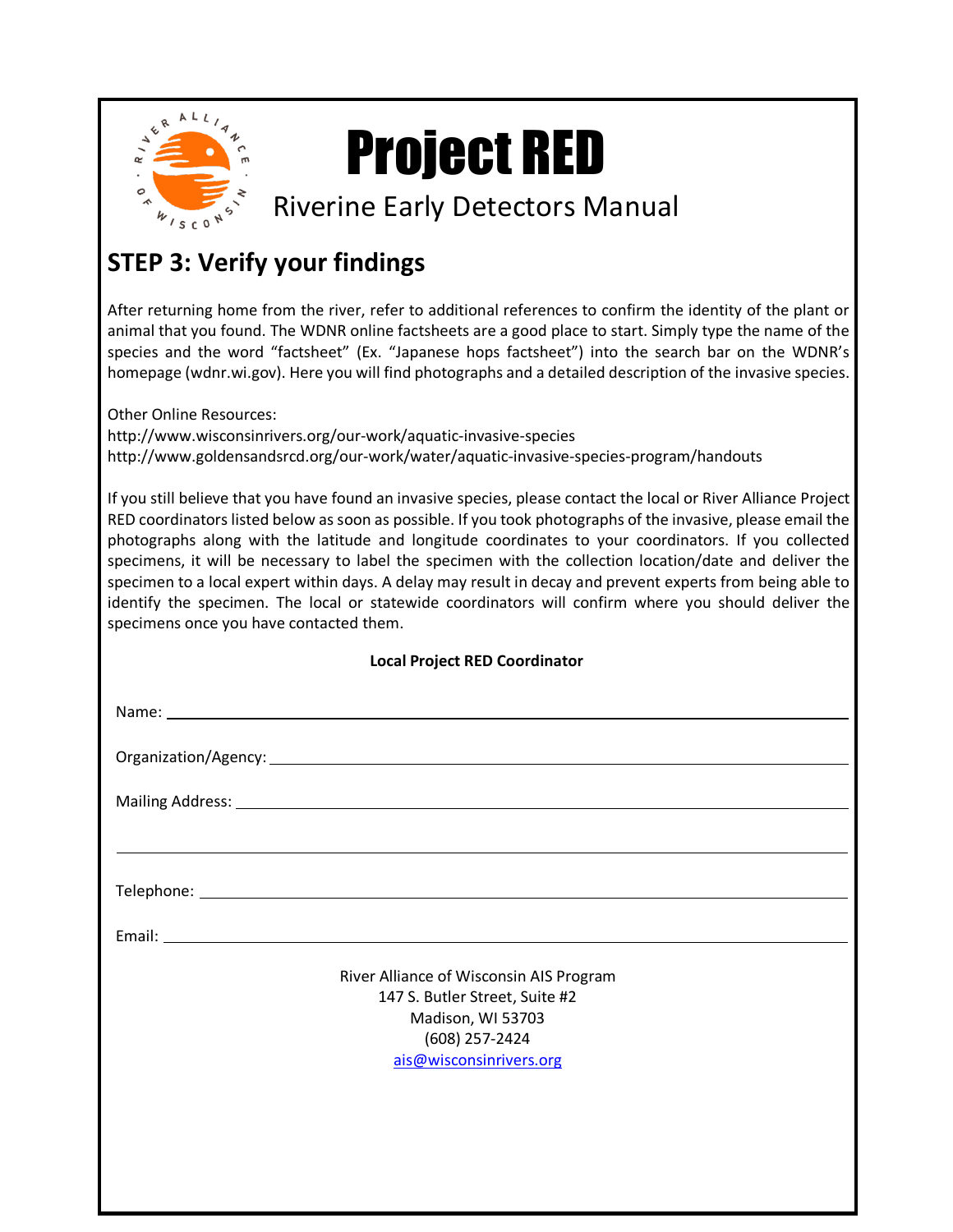# Project RED

Riverine Early Detectors Manual

## STEP 3: Verify your findings

After returning home from the river, refer to additional references to confirm the identity of the plant or animal that you found. The WDNR online factsheets are a good place to start. Simply type the name of the species and the word "factsheet" (Ex. "Japanese hops factsheet") into the search bar on the WDNR's homepage (wdnr.wi.gov). Here you will find photographs and a detailed description of the invasive species.

Other Online Resources:
http://www.wisconsinrivers.org/our-work/aquatic-invasive-species
http://www.goldensandsrcd.org/our-work/water/aquatic-invasive-species-program/handouts

If you still believe that you have found an invasive species, please contact the local or River Alliance Project RED coordinators listed below as soon as possible. If you took photographs of the invasive, please email the photographs along with the latitude and longitude coordinates to your coordinators. If you collected specimens, it will be necessary to label the specimen with the collection location/date and deliver the specimen to a local expert within days. A delay may result in decay and prevent experts from being able to identify the specimen. The local or statewide coordinators will confirm where you should deliver the specimens once you have contacted them.

**Local Project RED Coordinator**

Name: ______________________________

Organization/Agency: ______________________________

Mailing Address: ______________________________

______________________________

Telephone: ______________________________

Email: ______________________________

River Alliance of Wisconsin AIS Program
147 S. Butler Street, Suite #2
Madison, WI 53703
(608) 257-2424
ais@wisconsinrivers.org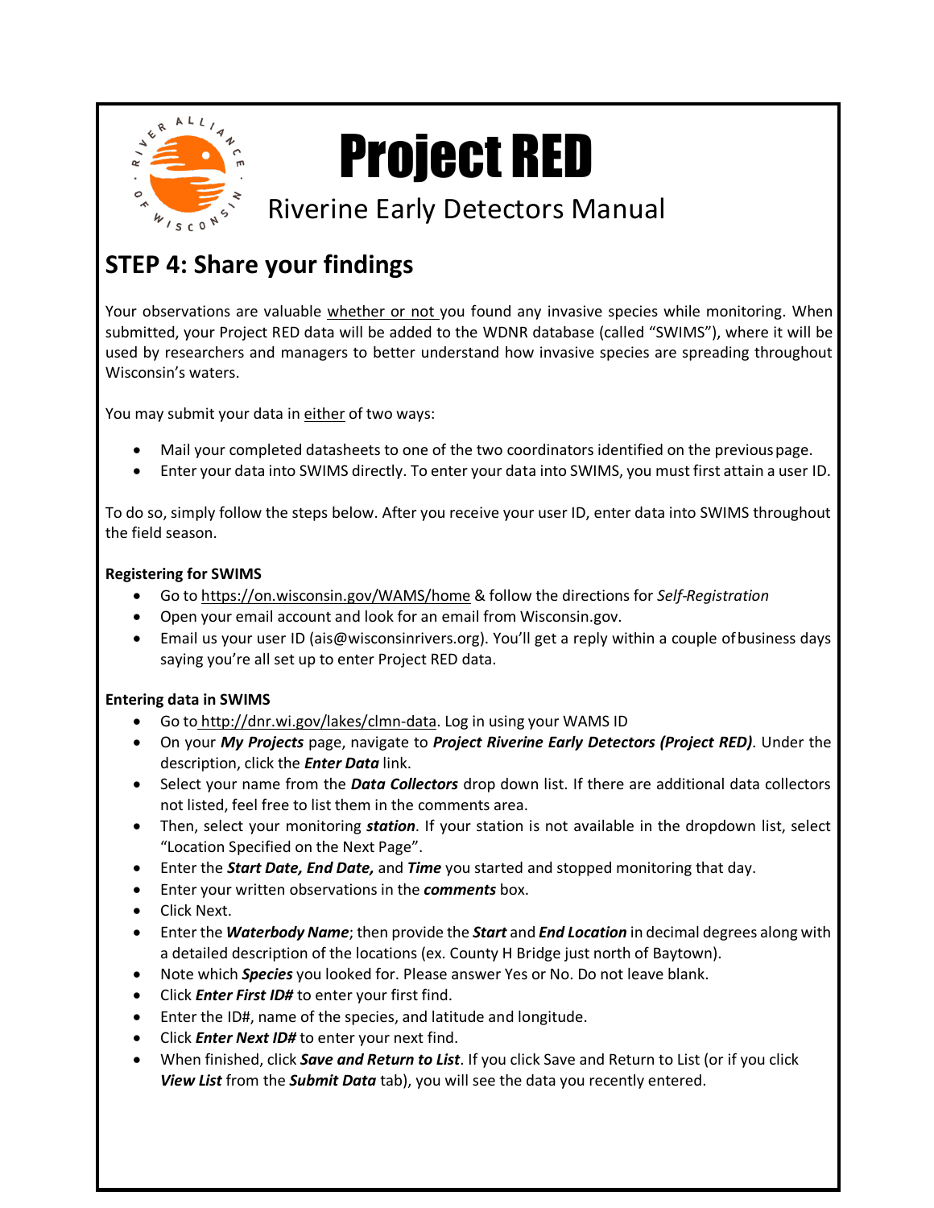# Project RED

Riverine Early Detectors Manual

## STEP 4: Share your findings

Your observations are valuable whether or not you found any invasive species while monitoring. When submitted, your Project RED data will be added to the WDNR database (called "SWIMS"), where it will be used by researchers and managers to better understand how invasive species are spreading throughout Wisconsin's waters.

You may submit your data in either of two ways:

- Mail your completed datasheets to one of the two coordinators identified on the previous page.
- Enter your data into SWIMS directly. To enter your data into SWIMS, you must first attain a user ID.

To do so, simply follow the steps below. After you receive your user ID, enter data into SWIMS throughout the field season.

**Registering for SWIMS**

- Go to https://on.wisconsin.gov/WAMS/home & follow the directions for *Self-Registration*
- Open your email account and look for an email from Wisconsin.gov.
- Email us your user ID (ais@wisconsinrivers.org). You'll get a reply within a couple of business days saying you're all set up to enter Project RED data.

**Entering data in SWIMS**

- Go to http://dnr.wi.gov/lakes/clmn-data. Log in using your WAMS ID
- On your ***My Projects*** page, navigate to ***Project Riverine Early Detectors (Project RED)***. Under the description, click the ***Enter Data*** link.
- Select your name from the ***Data Collectors*** drop down list. If there are additional data collectors not listed, feel free to list them in the comments area.
- Then, select your monitoring ***station***. If your station is not available in the dropdown list, select "Location Specified on the Next Page".
- Enter the ***Start Date, End Date,*** and ***Time*** you started and stopped monitoring that day.
- Enter your written observations in the ***comments*** box.
- Click Next.
- Enter the ***Waterbody Name***; then provide the ***Start*** and ***End Location*** in decimal degrees along with a detailed description of the locations (ex. County H Bridge just north of Baytown).
- Note which ***Species*** you looked for. Please answer Yes or No. Do not leave blank.
- Click ***Enter First ID#*** to enter your first find.
- Enter the ID#, name of the species, and latitude and longitude.
- Click ***Enter Next ID#*** to enter your next find.
- When finished, click ***Save and Return to List***. If you click Save and Return to List (or if you click ***View List*** from the ***Submit Data*** tab), you will see the data you recently entered.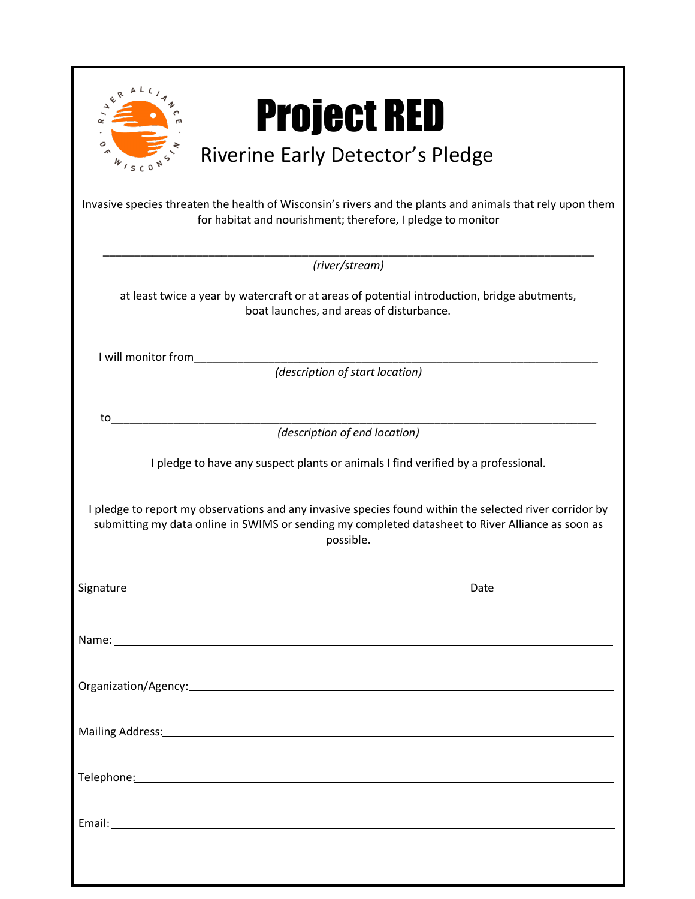# Project RED

## Riverine Early Detector's Pledge

Invasive species threaten the health of Wisconsin's rivers and the plants and animals that rely upon them for habitat and nourishment; therefore, I pledge to monitor

\_\_\_\_\_\_\_\_\_\_\_\_\_\_\_\_\_\_\_\_\_\_\_\_\_\_\_\_\_\_\_\_\_\_\_\_\_\_\_\_\_\_\_\_\_\_\_\_\_\_\_\_\_\_\_\_\_\_\_\_\_\_\_\_\_\_\_\_\_\_

*(river/stream)*

at least twice a year by watercraft or at areas of potential introduction, bridge abutments, boat launches, and areas of disturbance.

I will monitor from\_\_\_\_\_\_\_\_\_\_\_\_\_\_\_\_\_\_\_\_\_\_\_\_\_\_\_\_\_\_\_\_\_\_\_\_\_\_\_\_\_\_\_\_\_\_\_\_\_\_\_\_\_\_\_\_

*(description of start location)*

to\_\_\_\_\_\_\_\_\_\_\_\_\_\_\_\_\_\_\_\_\_\_\_\_\_\_\_\_\_\_\_\_\_\_\_\_\_\_\_\_\_\_\_\_\_\_\_\_\_\_\_\_\_\_\_\_\_\_\_\_\_\_\_\_\_\_\_\_

*(description of end location)*

I pledge to have any suspect plants or animals I find verified by a professional.

I pledge to report my observations and any invasive species found within the selected river corridor by submitting my data online in SWIMS or sending my completed datasheet to River Alliance as soon as possible.

\_\_\_\_\_\_\_\_\_\_\_\_\_\_\_\_\_\_\_\_\_\_\_\_\_\_\_\_\_\_\_\_\_\_\_\_\_\_\_\_\_\_\_\_\_\_\_\_\_\_\_\_\_\_\_\_\_\_\_\_\_\_\_\_\_\_\_\_\_\_\_\_

Signature                                                                                    Date

Name: \_\_\_\_\_\_\_\_\_\_\_\_\_\_\_\_\_\_\_\_\_\_\_\_\_\_\_\_\_\_\_\_\_\_\_\_\_\_\_\_\_\_\_\_\_\_\_\_\_\_\_\_\_\_\_\_\_\_\_\_\_\_\_\_

Organization/Agency: \_\_\_\_\_\_\_\_\_\_\_\_\_\_\_\_\_\_\_\_\_\_\_\_\_\_\_\_\_\_\_\_\_\_\_\_\_\_\_\_\_\_\_\_\_\_\_\_\_\_\_\_

Mailing Address: \_\_\_\_\_\_\_\_\_\_\_\_\_\_\_\_\_\_\_\_\_\_\_\_\_\_\_\_\_\_\_\_\_\_\_\_\_\_\_\_\_\_\_\_\_\_\_\_\_\_\_\_\_\_\_\_

Telephone: \_\_\_\_\_\_\_\_\_\_\_\_\_\_\_\_\_\_\_\_\_\_\_\_\_\_\_\_\_\_\_\_\_\_\_\_\_\_\_\_\_\_\_\_\_\_\_\_\_\_\_\_\_\_\_\_\_\_\_\_\_\_

Email: \_\_\_\_\_\_\_\_\_\_\_\_\_\_\_\_\_\_\_\_\_\_\_\_\_\_\_\_\_\_\_\_\_\_\_\_\_\_\_\_\_\_\_\_\_\_\_\_\_\_\_\_\_\_\_\_\_\_\_\_\_\_\_\_\_